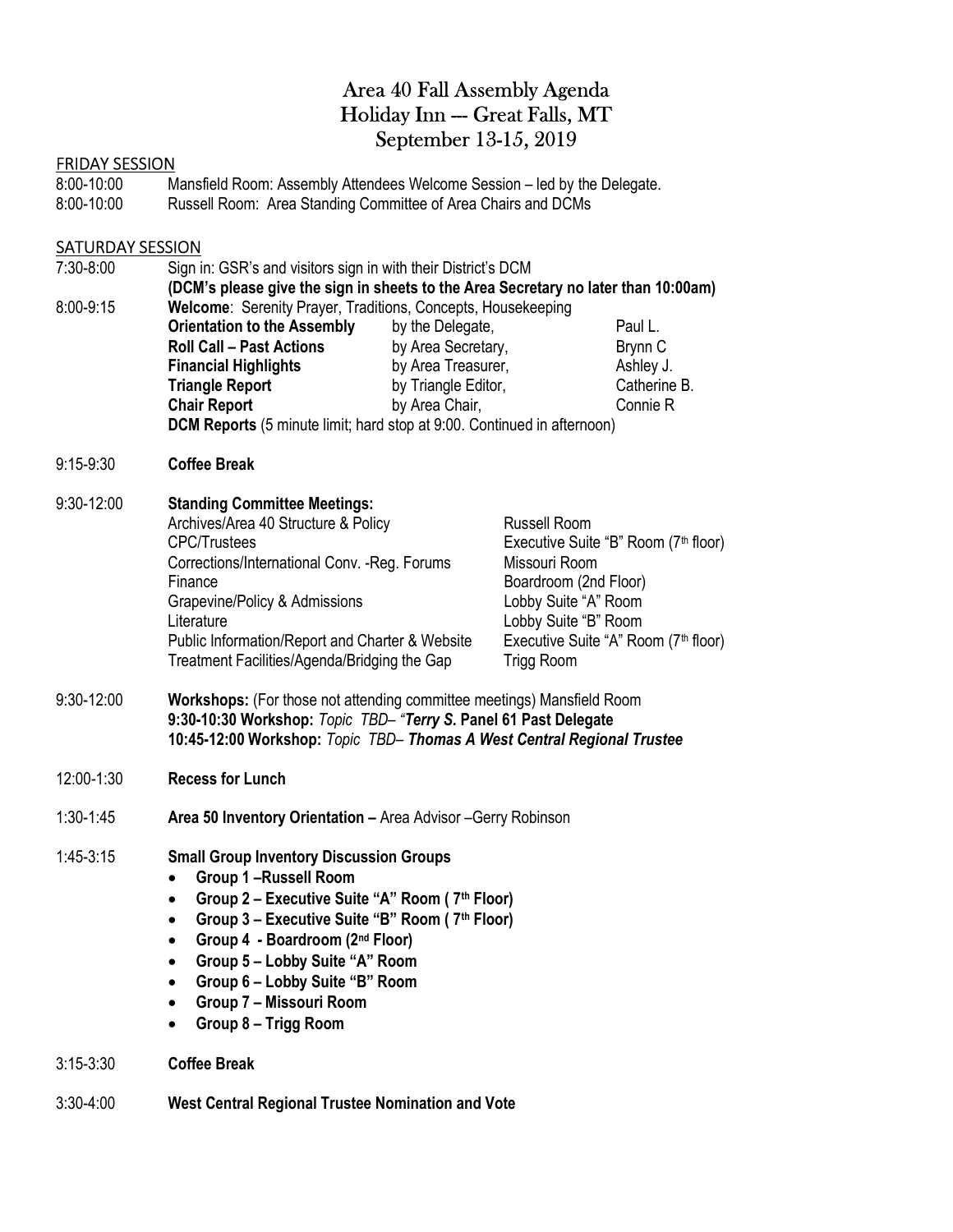# Area 40 Fall Assembly Agenda
## Holiday Inn --- Great Falls, MT
## September 13-15, 2019

### FRIDAY SESSION

8:00-10:00 Mansfield Room: Assembly Attendees Welcome Session – led by the Delegate.

8:00-10:00 Russell Room: Area Standing Committee of Area Chairs and DCMs

### SATURDAY SESSION

7:30-8:00 Sign in: GSR's and visitors sign in with their District's DCM

**(DCM's please give the sign in sheets to the Area Secretary no later than 10:00am)**

8:00-9:15 **Welcome**: Serenity Prayer, Traditions, Concepts, Housekeeping

| | | |
|---|---|---|
| **Orientation to the Assembly** | by the Delegate, | Paul L. |
| **Roll Call – Past Actions** | by Area Secretary, | Brynn C |
| **Financial Highlights** | by Area Treasurer, | Ashley J. |
| **Triangle Report** | by Triangle Editor, | Catherine B. |
| **Chair Report** | by Area Chair, | Connie R |

**DCM Reports** (5 minute limit; hard stop at 9:00. Continued in afternoon)

9:15-9:30 **Coffee Break**

9:30-12:00 **Standing Committee Meetings:**

| | |
|---|---|
| Archives/Area 40 Structure & Policy | Russell Room |
| CPC/Trustees | Executive Suite "B" Room (7th floor) |
| Corrections/International Conv. -Reg. Forums | Missouri Room |
| Finance | Boardroom (2nd Floor) |
| Grapevine/Policy & Admissions | Lobby Suite "A" Room |
| Literature | Lobby Suite "B" Room |
| Public Information/Report and Charter & Website | Executive Suite "A" Room (7th floor) |
| Treatment Facilities/Agenda/Bridging the Gap | Trigg Room |

9:30-12:00 **Workshops:** (For those not attending committee meetings) Mansfield Room

**9:30-10:30 Workshop:** *Topic TBD– "Terry S.* **Panel 61 Past Delegate**

**10:45-12:00 Workshop:** *Topic TBD– **Thomas A West Central Regional Trustee***

12:00-1:30 **Recess for Lunch**

1:30-1:45 **Area 50 Inventory Orientation –** Area Advisor –Gerry Robinson

1:45-3:15 **Small Group Inventory Discussion Groups**

- **Group 1 –Russell Room**
- **Group 2 – Executive Suite "A" Room ( 7th Floor)**
- **Group 3 – Executive Suite "B" Room ( 7th Floor)**
- **Group 4 - Boardroom (2nd Floor)**
- **Group 5 – Lobby Suite "A" Room**
- **Group 6 – Lobby Suite "B" Room**
- **Group 7 – Missouri Room**
- **Group 8 – Trigg Room**

3:15-3:30 **Coffee Break**

3:30-4:00 **West Central Regional Trustee Nomination and Vote**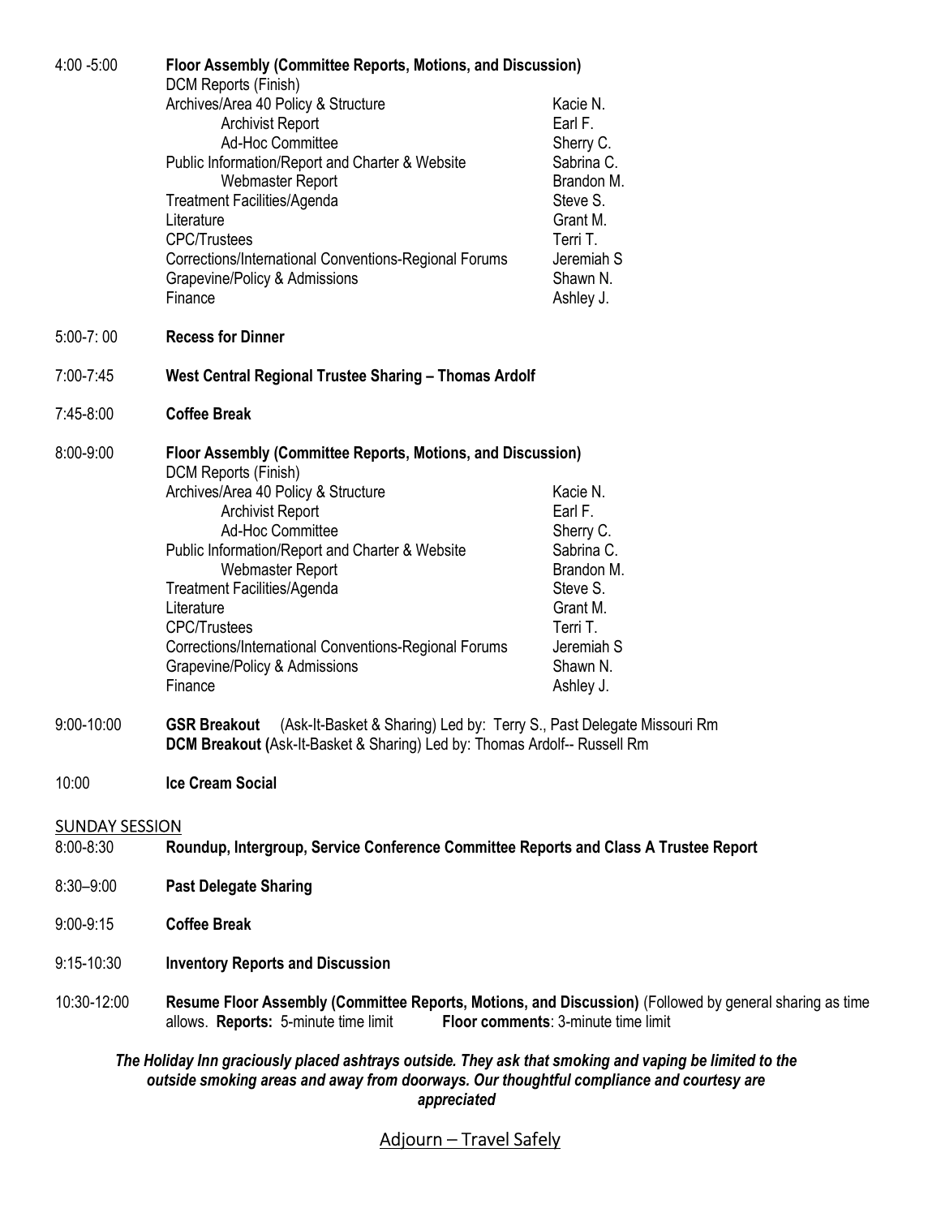| | | |
|---|---|---|
| 4:00 -5:00 | **Floor Assembly (Committee Reports, Motions, and Discussion)** | |
| | DCM Reports (Finish) | |
| | Archives/Area 40 Policy & Structure | Kacie N. |
| | Archivist Report | Earl F. |
| | Ad-Hoc Committee | Sherry C. |
| | Public Information/Report and Charter & Website | Sabrina C. |
| | Webmaster Report | Brandon M. |
| | Treatment Facilities/Agenda | Steve S. |
| | Literature | Grant M. |
| | CPC/Trustees | Terri T. |
| | Corrections/International Conventions-Regional Forums | Jeremiah S |
| | Grapevine/Policy & Admissions | Shawn N. |
| | Finance | Ashley J. |
| 5:00-7: 00 | **Recess for Dinner** | |
| 7:00-7:45 | **West Central Regional Trustee Sharing – Thomas Ardolf** | |
| 7:45-8:00 | **Coffee Break** | |
| 8:00-9:00 | **Floor Assembly (Committee Reports, Motions, and Discussion)** | |
| | DCM Reports (Finish) | |
| | Archives/Area 40 Policy & Structure | Kacie N. |
| | Archivist Report | Earl F. |
| | Ad-Hoc Committee | Sherry C. |
| | Public Information/Report and Charter & Website | Sabrina C. |
| | Webmaster Report | Brandon M. |
| | Treatment Facilities/Agenda | Steve S. |
| | Literature | Grant M. |
| | CPC/Trustees | Terri T. |
| | Corrections/International Conventions-Regional Forums | Jeremiah S |
| | Grapevine/Policy & Admissions | Shawn N. |
| | Finance | Ashley J. |
| 9:00-10:00 | **GSR Breakout** (Ask-It-Basket & Sharing) Led by: Terry S., Past Delegate Missouri Rm | |
| | **DCM Breakout (**Ask-It-Basket & Sharing) Led by: Thomas Ardolf-- Russell Rm | |
| 10:00 | **Ice Cream Social** | |

## SUNDAY SESSION

| | |
|---|---|
| 8:00-8:30 | **Roundup, Intergroup, Service Conference Committee Reports and Class A Trustee Report** |
| 8:30–9:00 | **Past Delegate Sharing** |
| 9:00-9:15 | **Coffee Break** |
| 9:15-10:30 | **Inventory Reports and Discussion** |
| 10:30-12:00 | **Resume Floor Assembly (Committee Reports, Motions, and Discussion)** (Followed by general sharing as time allows. **Reports:** 5-minute time limit **Floor comments**: 3-minute time limit |

***The Holiday Inn graciously placed ashtrays outside. They ask that smoking and vaping be limited to the outside smoking areas and away from doorways. Our thoughtful compliance and courtesy are appreciated***

Adjourn – Travel Safely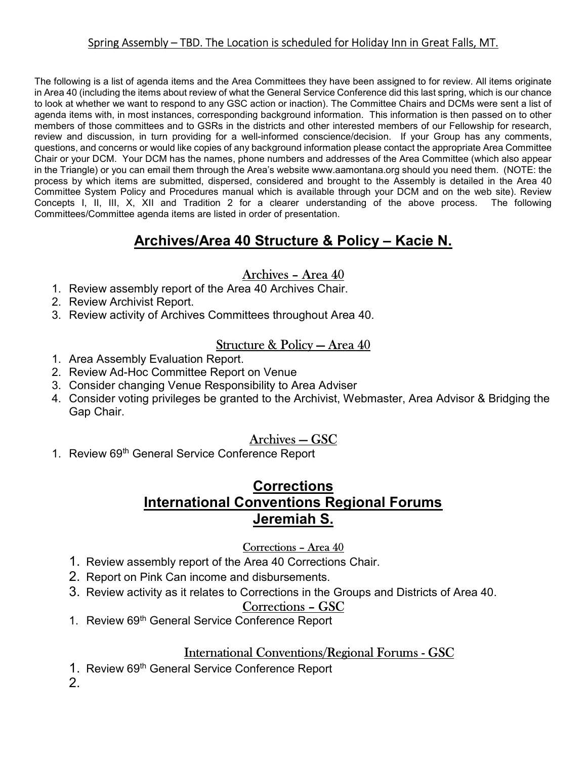Spring Assembly – TBD. The Location is scheduled for Holiday Inn in Great Falls, MT.

The following is a list of agenda items and the Area Committees they have been assigned to for review. All items originate in Area 40 (including the items about review of what the General Service Conference did this last spring, which is our chance to look at whether we want to respond to any GSC action or inaction). The Committee Chairs and DCMs were sent a list of agenda items with, in most instances, corresponding background information. This information is then passed on to other members of those committees and to GSRs in the districts and other interested members of our Fellowship for research, review and discussion, in turn providing for a well-informed conscience/decision. If your Group has any comments, questions, and concerns or would like copies of any background information please contact the appropriate Area Committee Chair or your DCM. Your DCM has the names, phone numbers and addresses of the Area Committee (which also appear in the Triangle) or you can email them through the Area's website www.aamontana.org should you need them. (NOTE: the process by which items are submitted, dispersed, considered and brought to the Assembly is detailed in the Area 40 Committee System Policy and Procedures manual which is available through your DCM and on the web site). Review Concepts I, II, III, X, XII and Tradition 2 for a clearer understanding of the above process. The following Committees/Committee agenda items are listed in order of presentation.

## Archives/Area 40 Structure & Policy – Kacie N.

### Archives - Area 40

1. Review assembly report of the Area 40 Archives Chair.
2. Review Archivist Report.
3. Review activity of Archives Committees throughout Area 40.

### Structure & Policy – Area 40

1. Area Assembly Evaluation Report.
2. Review Ad-Hoc Committee Report on Venue
3. Consider changing Venue Responsibility to Area Adviser
4. Consider voting privileges be granted to the Archivist, Webmaster, Area Advisor & Bridging the Gap Chair.

### Archives – GSC

1. Review 69th General Service Conference Report

## Corrections
## International Conventions Regional Forums
## Jeremiah S.

### Corrections - Area 40

1. Review assembly report of the Area 40 Corrections Chair.
2. Report on Pink Can income and disbursements.
3. Review activity as it relates to Corrections in the Groups and Districts of Area 40.

### Corrections - GSC

1. Review 69th General Service Conference Report

### International Conventions/Regional Forums - GSC

1. Review 69th General Service Conference Report
2.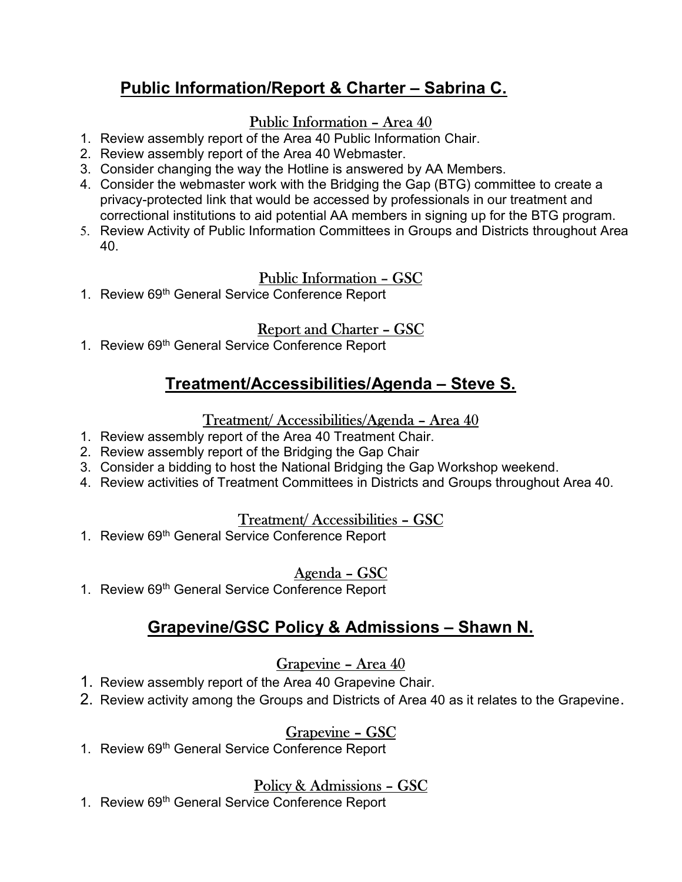## Public Information/Report & Charter – Sabrina C.

### Public Information – Area 40

1. Review assembly report of the Area 40 Public Information Chair.
2. Review assembly report of the Area 40 Webmaster.
3. Consider changing the way the Hotline is answered by AA Members.
4. Consider the webmaster work with the Bridging the Gap (BTG) committee to create a privacy-protected link that would be accessed by professionals in our treatment and correctional institutions to aid potential AA members in signing up for the BTG program.
5. Review Activity of Public Information Committees in Groups and Districts throughout Area 40.

### Public Information – GSC

1. Review 69th General Service Conference Report

### Report and Charter – GSC

1. Review 69th General Service Conference Report

## Treatment/Accessibilities/Agenda – Steve S.

### Treatment/ Accessibilities/Agenda – Area 40

1. Review assembly report of the Area 40 Treatment Chair.
2. Review assembly report of the Bridging the Gap Chair
3. Consider a bidding to host the National Bridging the Gap Workshop weekend.
4. Review activities of Treatment Committees in Districts and Groups throughout Area 40.

### Treatment/ Accessibilities – GSC

1. Review 69th General Service Conference Report

### Agenda – GSC

1. Review 69th General Service Conference Report

## Grapevine/GSC Policy & Admissions – Shawn N.

### Grapevine – Area 40

1. Review assembly report of the Area 40 Grapevine Chair.
2. Review activity among the Groups and Districts of Area 40 as it relates to the Grapevine.

### Grapevine – GSC

1. Review 69th General Service Conference Report

### Policy & Admissions – GSC

1. Review 69th General Service Conference Report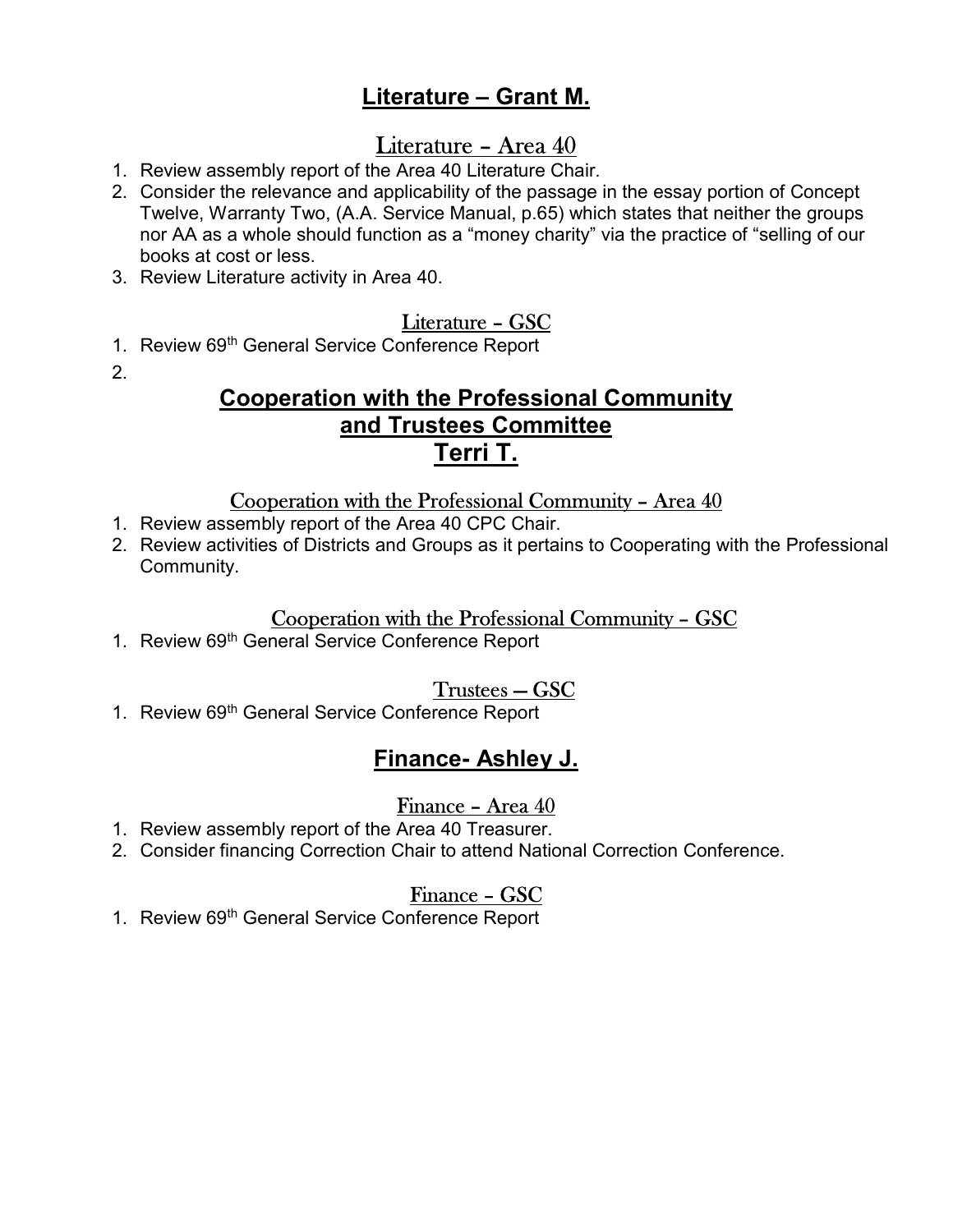## Literature – Grant M.

### Literature – Area 40

1. Review assembly report of the Area 40 Literature Chair.
2. Consider the relevance and applicability of the passage in the essay portion of Concept Twelve, Warranty Two, (A.A. Service Manual, p.65) which states that neither the groups nor AA as a whole should function as a "money charity" via the practice of "selling of our books at cost or less.
3. Review Literature activity in Area 40.

### Literature – GSC

1. Review 69th General Service Conference Report
2.

## Cooperation with the Professional Community and Trustees Committee Terri T.

### Cooperation with the Professional Community – Area 40

1. Review assembly report of the Area 40 CPC Chair.
2. Review activities of Districts and Groups as it pertains to Cooperating with the Professional Community.

### Cooperation with the Professional Community – GSC

1. Review 69th General Service Conference Report

### Trustees – GSC

1. Review 69th General Service Conference Report

## Finance- Ashley J.

### Finance – Area 40

1. Review assembly report of the Area 40 Treasurer.
2. Consider financing Correction Chair to attend National Correction Conference.

### Finance – GSC

1. Review 69th General Service Conference Report